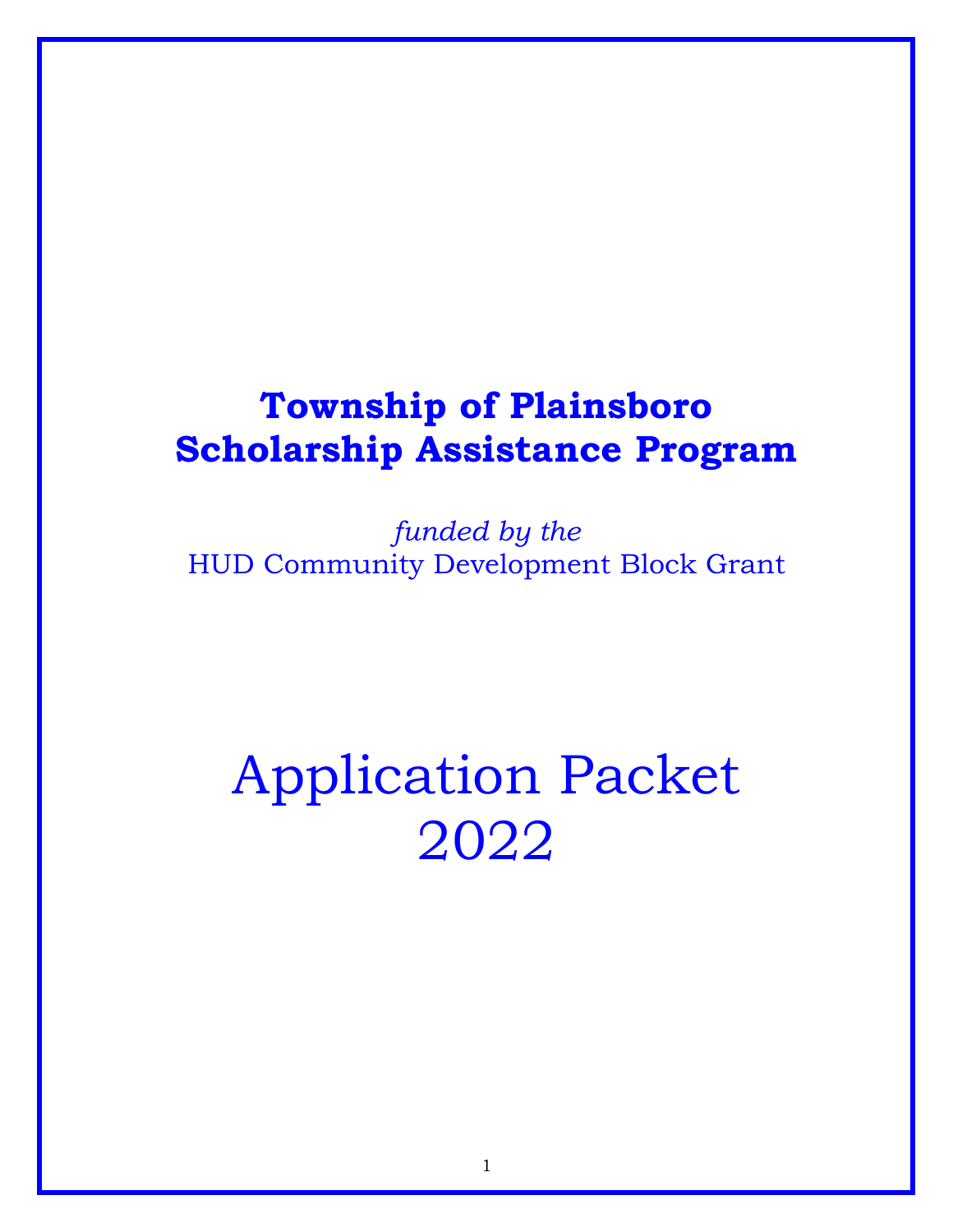# Township of Plainsboro
# Scholarship Assistance Program

*funded by the*
HUD Community Development Block Grant

# Application Packet
# 2022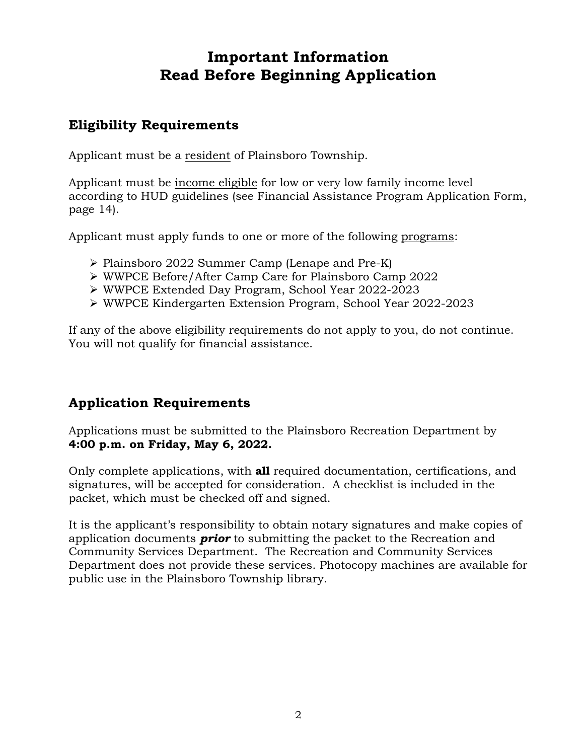# Important Information
# Read Before Beginning Application

## Eligibility Requirements

Applicant must be a resident of Plainsboro Township.

Applicant must be income eligible for low or very low family income level according to HUD guidelines (see Financial Assistance Program Application Form, page 14).

Applicant must apply funds to one or more of the following programs:

- Plainsboro 2022 Summer Camp (Lenape and Pre-K)
- WWPCE Before/After Camp Care for Plainsboro Camp 2022
- WWPCE Extended Day Program, School Year 2022-2023
- WWPCE Kindergarten Extension Program, School Year 2022-2023

If any of the above eligibility requirements do not apply to you, do not continue. You will not qualify for financial assistance.

## Application Requirements

Applications must be submitted to the Plainsboro Recreation Department by **4:00 p.m. on Friday, May 6, 2022.**

Only complete applications, with **all** required documentation, certifications, and signatures, will be accepted for consideration. A checklist is included in the packet, which must be checked off and signed.

It is the applicant's responsibility to obtain notary signatures and make copies of application documents ***prior*** to submitting the packet to the Recreation and Community Services Department. The Recreation and Community Services Department does not provide these services. Photocopy machines are available for public use in the Plainsboro Township library.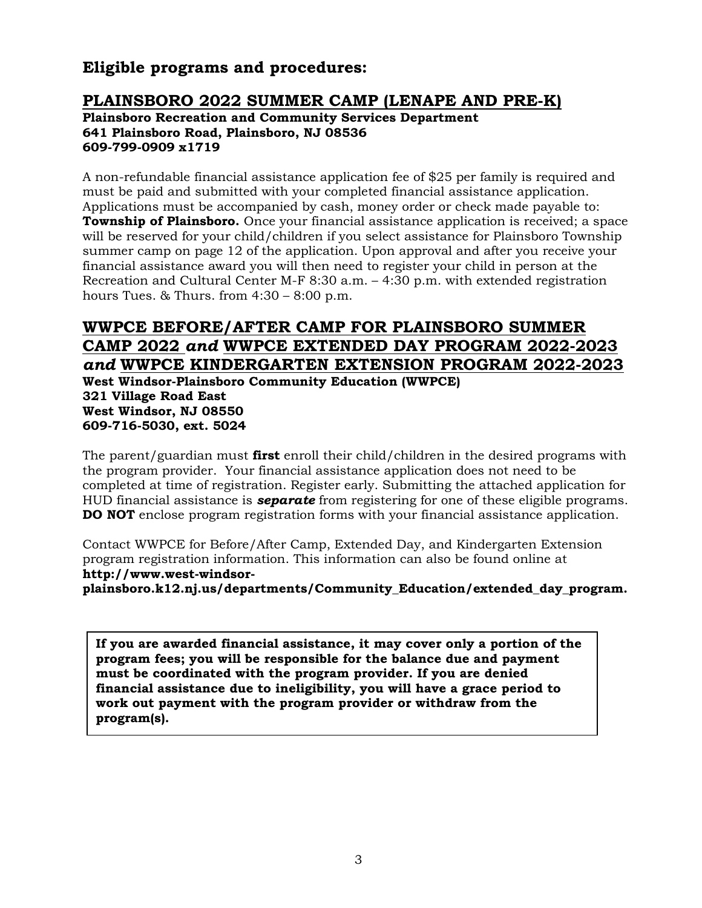## Eligible programs and procedures:

### PLAINSBORO 2022 SUMMER CAMP (LENAPE AND PRE-K)

**Plainsboro Recreation and Community Services Department**
**641 Plainsboro Road, Plainsboro, NJ 08536**
**609-799-0909 x1719**

A non-refundable financial assistance application fee of $25 per family is required and must be paid and submitted with your completed financial assistance application. Applications must be accompanied by cash, money order or check made payable to: **Township of Plainsboro.** Once your financial assistance application is received; a space will be reserved for your child/children if you select assistance for Plainsboro Township summer camp on page 12 of the application. Upon approval and after you receive your financial assistance award you will then need to register your child in person at the Recreation and Cultural Center M-F 8:30 a.m. – 4:30 p.m. with extended registration hours Tues. & Thurs. from 4:30 – 8:00 p.m.

### WWPCE BEFORE/AFTER CAMP FOR PLAINSBORO SUMMER CAMP 2022 *and* WWPCE EXTENDED DAY PROGRAM 2022-2023 *and* WWPCE KINDERGARTEN EXTENSION PROGRAM 2022-2023

**West Windsor-Plainsboro Community Education (WWPCE)**
**321 Village Road East**
**West Windsor, NJ 08550**
**609-716-5030, ext. 5024**

The parent/guardian must **first** enroll their child/children in the desired programs with the program provider. Your financial assistance application does not need to be completed at time of registration. Register early. Submitting the attached application for HUD financial assistance is ***separate*** from registering for one of these eligible programs. **DO NOT** enclose program registration forms with your financial assistance application.

Contact WWPCE for Before/After Camp, Extended Day, and Kindergarten Extension program registration information. This information can also be found online at **http://www.west-windsor-plainsboro.k12.nj.us/departments/Community_Education/extended_day_program.**

**If you are awarded financial assistance, it may cover only a portion of the program fees; you will be responsible for the balance due and payment must be coordinated with the program provider. If you are denied financial assistance due to ineligibility, you will have a grace period to work out payment with the program provider or withdraw from the program(s).**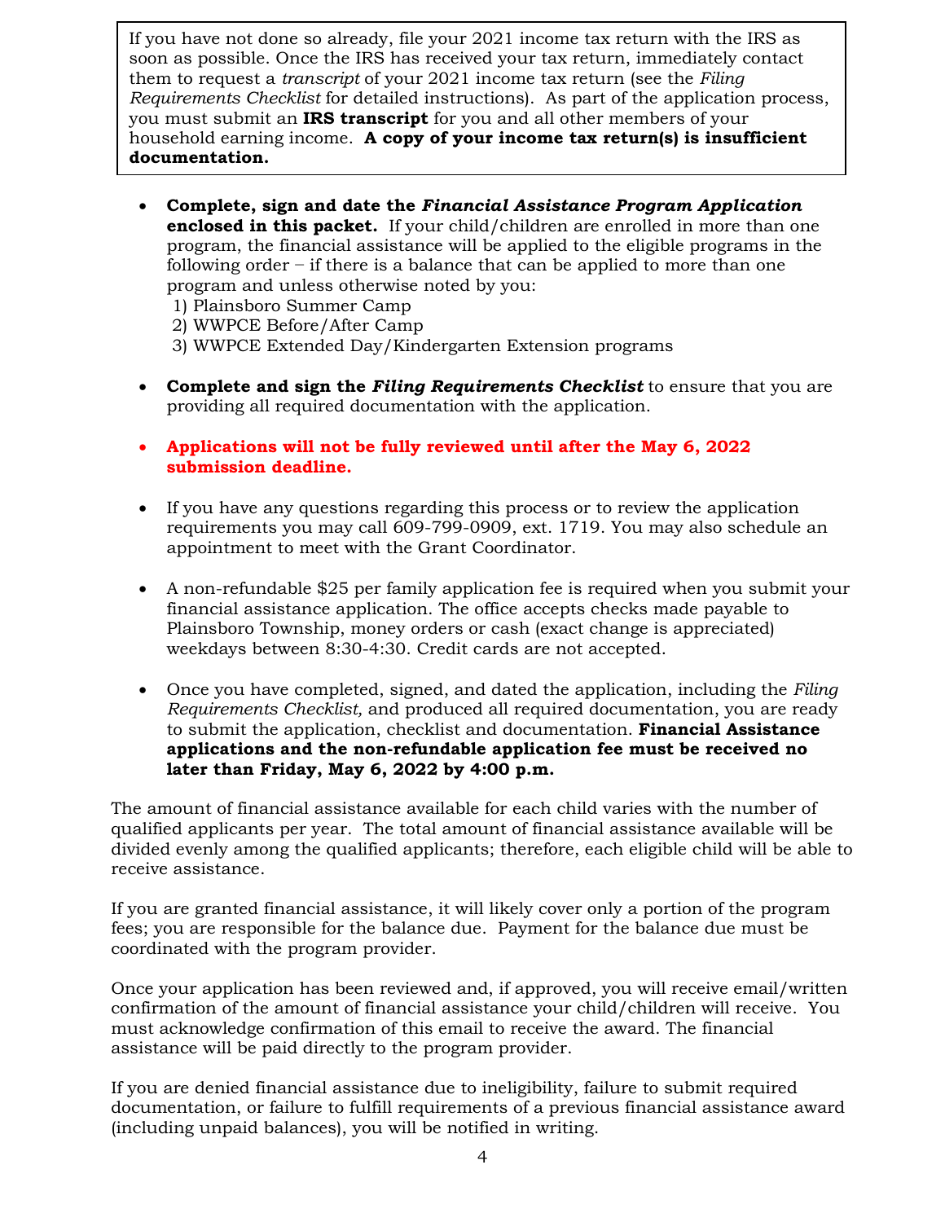> If you have not done so already, file your 2021 income tax return with the IRS as soon as possible. Once the IRS has received your tax return, immediately contact them to request a *transcript* of your 2021 income tax return (see the *Filing Requirements Checklist* for detailed instructions). As part of the application process, you must submit an **IRS transcript** for you and all other members of your household earning income. **A copy of your income tax return(s) is insufficient documentation.**

- **Complete, sign and date the *Financial Assistance Program Application* enclosed in this packet.** If your child/children are enrolled in more than one program, the financial assistance will be applied to the eligible programs in the following order – if there is a balance that can be applied to more than one program and unless otherwise noted by you:
  1) Plainsboro Summer Camp
  2) WWPCE Before/After Camp
  3) WWPCE Extended Day/Kindergarten Extension programs

- **Complete and sign the *Filing Requirements Checklist*** to ensure that you are providing all required documentation with the application.

- **Applications will not be fully reviewed until after the May 6, 2022 submission deadline.**

- If you have any questions regarding this process or to review the application requirements you may call 609-799-0909, ext. 1719. You may also schedule an appointment to meet with the Grant Coordinator.

- A non-refundable $25 per family application fee is required when you submit your financial assistance application. The office accepts checks made payable to Plainsboro Township, money orders or cash (exact change is appreciated) weekdays between 8:30-4:30. Credit cards are not accepted.

- Once you have completed, signed, and dated the application, including the *Filing Requirements Checklist,* and produced all required documentation, you are ready to submit the application, checklist and documentation. **Financial Assistance applications and the non-refundable application fee must be received no later than Friday, May 6, 2022 by 4:00 p.m.**

The amount of financial assistance available for each child varies with the number of qualified applicants per year. The total amount of financial assistance available will be divided evenly among the qualified applicants; therefore, each eligible child will be able to receive assistance.

If you are granted financial assistance, it will likely cover only a portion of the program fees; you are responsible for the balance due. Payment for the balance due must be coordinated with the program provider.

Once your application has been reviewed and, if approved, you will receive email/written confirmation of the amount of financial assistance your child/children will receive. You must acknowledge confirmation of this email to receive the award. The financial assistance will be paid directly to the program provider.

If you are denied financial assistance due to ineligibility, failure to submit required documentation, or failure to fulfill requirements of a previous financial assistance award (including unpaid balances), you will be notified in writing.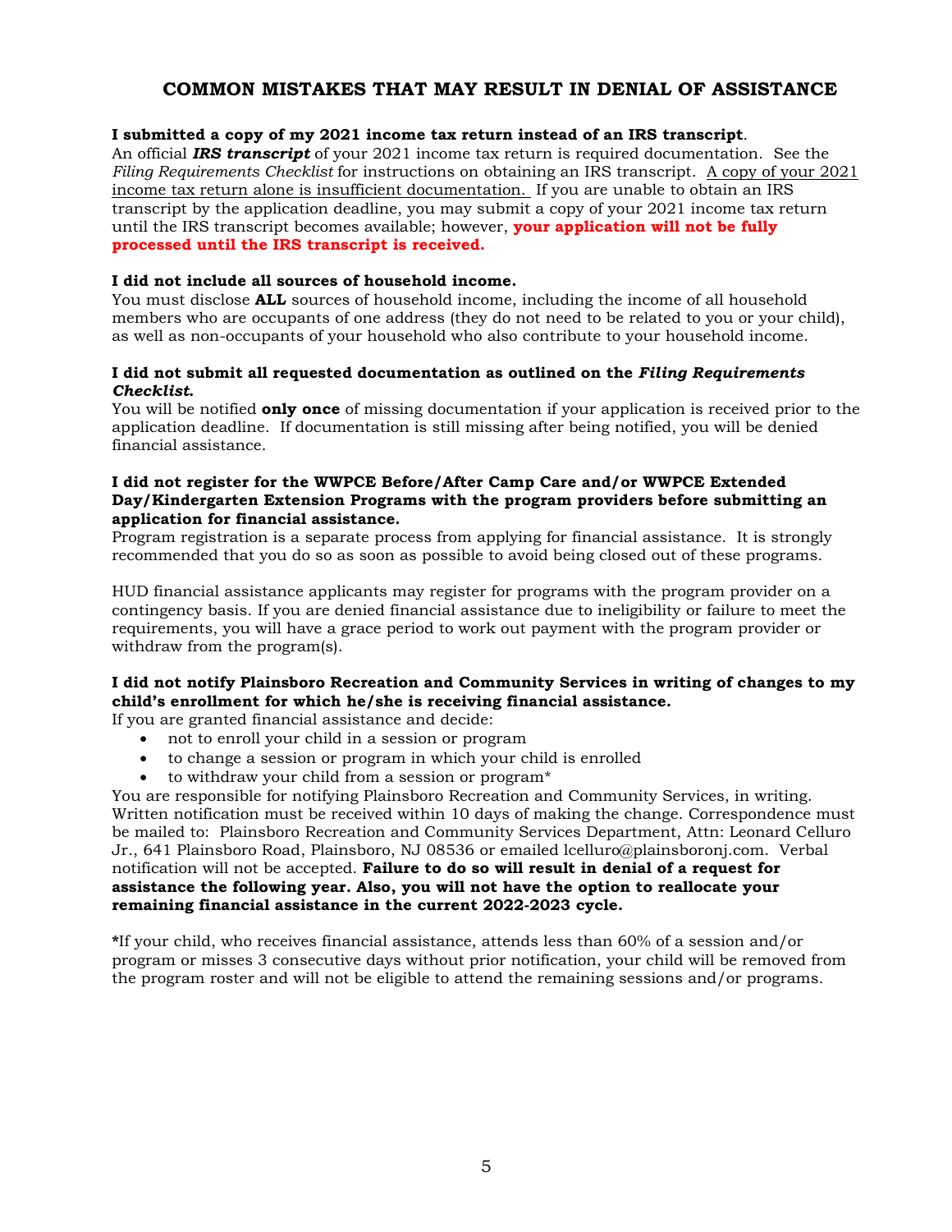## COMMON MISTAKES THAT MAY RESULT IN DENIAL OF ASSISTANCE

**I submitted a copy of my 2021 income tax return instead of an IRS transcript**.
An official ***IRS transcript*** of your 2021 income tax return is required documentation. See the *Filing Requirements Checklist* for instructions on obtaining an IRS transcript. A copy of your 2021 income tax return alone is insufficient documentation. If you are unable to obtain an IRS transcript by the application deadline, you may submit a copy of your 2021 income tax return until the IRS transcript becomes available; however, **your application will not be fully processed until the IRS transcript is received.**

**I did not include all sources of household income.**
You must disclose **ALL** sources of household income, including the income of all household members who are occupants of one address (they do not need to be related to you or your child), as well as non-occupants of your household who also contribute to your household income.

**I did not submit all requested documentation as outlined on the *Filing Requirements Checklist*.**
You will be notified **only once** of missing documentation if your application is received prior to the application deadline. If documentation is still missing after being notified, you will be denied financial assistance.

**I did not register for the WWPCE Before/After Camp Care and/or WWPCE Extended Day/Kindergarten Extension Programs with the program providers before submitting an application for financial assistance.**
Program registration is a separate process from applying for financial assistance. It is strongly recommended that you do so as soon as possible to avoid being closed out of these programs.

HUD financial assistance applicants may register for programs with the program provider on a contingency basis. If you are denied financial assistance due to ineligibility or failure to meet the requirements, you will have a grace period to work out payment with the program provider or withdraw from the program(s).

**I did not notify Plainsboro Recreation and Community Services in writing of changes to my child's enrollment for which he/she is receiving financial assistance.**
If you are granted financial assistance and decide:

- not to enroll your child in a session or program
- to change a session or program in which your child is enrolled
- to withdraw your child from a session or program*

You are responsible for notifying Plainsboro Recreation and Community Services, in writing. Written notification must be received within 10 days of making the change. Correspondence must be mailed to: Plainsboro Recreation and Community Services Department, Attn: Leonard Celluro Jr., 641 Plainsboro Road, Plainsboro, NJ 08536 or emailed lcelluro@plainsboronj.com. Verbal notification will not be accepted. **Failure to do so will result in denial of a request for assistance the following year. Also, you will not have the option to reallocate your remaining financial assistance in the current 2022-2023 cycle.**

**\***If your child, who receives financial assistance, attends less than 60% of a session and/or program or misses 3 consecutive days without prior notification, your child will be removed from the program roster and will not be eligible to attend the remaining sessions and/or programs.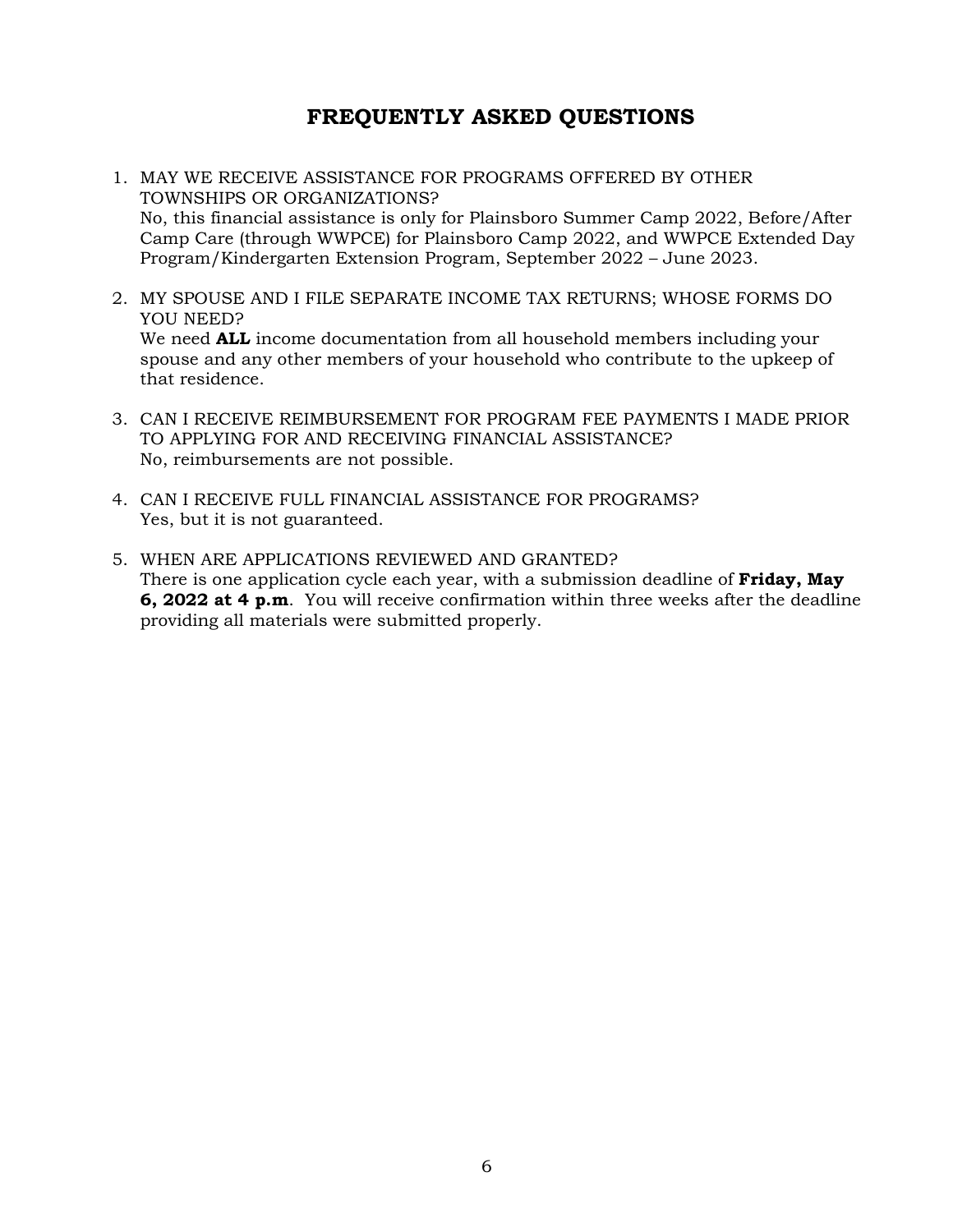# FREQUENTLY ASKED QUESTIONS

1. MAY WE RECEIVE ASSISTANCE FOR PROGRAMS OFFERED BY OTHER TOWNSHIPS OR ORGANIZATIONS?
   No, this financial assistance is only for Plainsboro Summer Camp 2022, Before/After Camp Care (through WWPCE) for Plainsboro Camp 2022, and WWPCE Extended Day Program/Kindergarten Extension Program, September 2022 – June 2023.

2. MY SPOUSE AND I FILE SEPARATE INCOME TAX RETURNS; WHOSE FORMS DO YOU NEED?
   We need **ALL** income documentation from all household members including your spouse and any other members of your household who contribute to the upkeep of that residence.

3. CAN I RECEIVE REIMBURSEMENT FOR PROGRAM FEE PAYMENTS I MADE PRIOR TO APPLYING FOR AND RECEIVING FINANCIAL ASSISTANCE?
   No, reimbursements are not possible.

4. CAN I RECEIVE FULL FINANCIAL ASSISTANCE FOR PROGRAMS?
   Yes, but it is not guaranteed.

5. WHEN ARE APPLICATIONS REVIEWED AND GRANTED?
   There is one application cycle each year, with a submission deadline of **Friday, May 6, 2022 at 4 p.m**. You will receive confirmation within three weeks after the deadline providing all materials were submitted properly.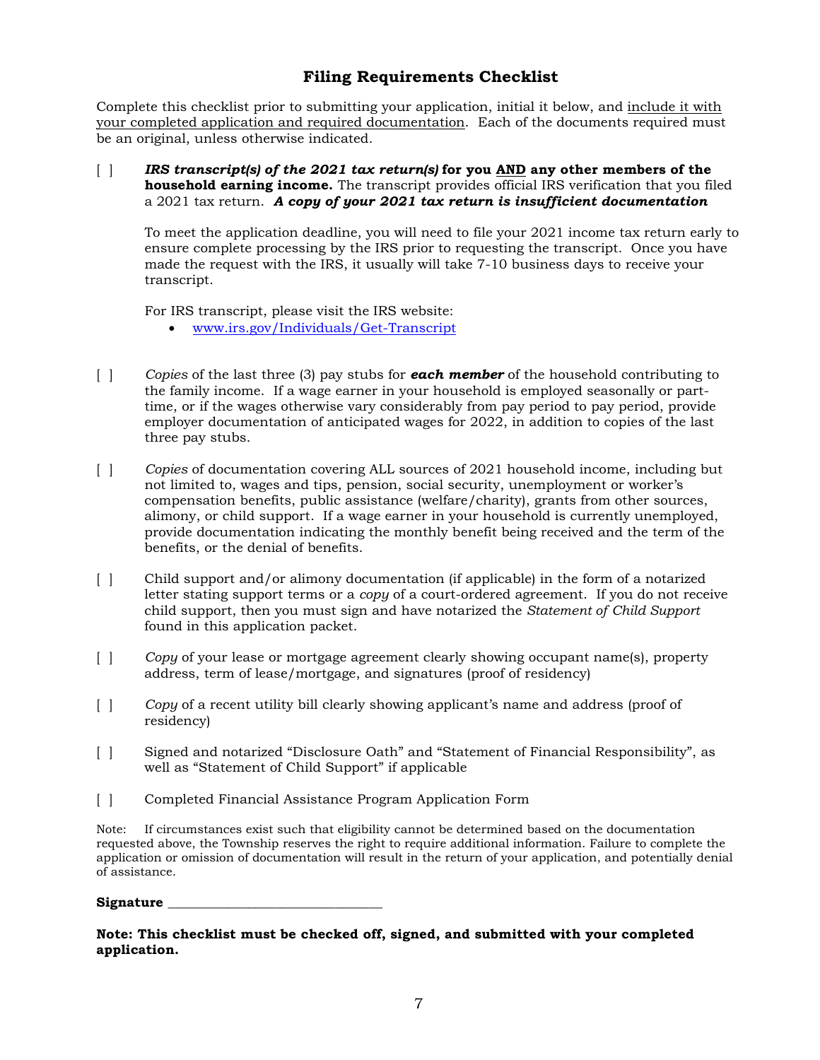## Filing Requirements Checklist

Complete this checklist prior to submitting your application, initial it below, and include it with your completed application and required documentation. Each of the documents required must be an original, unless otherwise indicated.

[ ] ***IRS transcript(s) of the 2021 tax return(s)*** **for you AND any other members of the household earning income.** The transcript provides official IRS verification that you filed a 2021 tax return. ***A copy of your 2021 tax return is insufficient documentation***

To meet the application deadline, you will need to file your 2021 income tax return early to ensure complete processing by the IRS prior to requesting the transcript. Once you have made the request with the IRS, it usually will take 7-10 business days to receive your transcript.

For IRS transcript, please visit the IRS website:

- www.irs.gov/Individuals/Get-Transcript

[ ] *Copies* of the last three (3) pay stubs for ***each member*** of the household contributing to the family income. If a wage earner in your household is employed seasonally or part-time, or if the wages otherwise vary considerably from pay period to pay period, provide employer documentation of anticipated wages for 2022, in addition to copies of the last three pay stubs.

[ ] *Copies* of documentation covering ALL sources of 2021 household income, including but not limited to, wages and tips, pension, social security, unemployment or worker's compensation benefits, public assistance (welfare/charity), grants from other sources, alimony, or child support. If a wage earner in your household is currently unemployed, provide documentation indicating the monthly benefit being received and the term of the benefits, or the denial of benefits.

[ ] Child support and/or alimony documentation (if applicable) in the form of a notarized letter stating support terms or a *copy* of a court-ordered agreement. If you do not receive child support, then you must sign and have notarized the *Statement of Child Support* found in this application packet.

[ ] *Copy* of your lease or mortgage agreement clearly showing occupant name(s), property address, term of lease/mortgage, and signatures (proof of residency)

[ ] *Copy* of a recent utility bill clearly showing applicant's name and address (proof of residency)

[ ] Signed and notarized "Disclosure Oath" and "Statement of Financial Responsibility", as well as "Statement of Child Support" if applicable

[ ] Completed Financial Assistance Program Application Form

Note: If circumstances exist such that eligibility cannot be determined based on the documentation requested above, the Township reserves the right to require additional information. Failure to complete the application or omission of documentation will result in the return of your application, and potentially denial of assistance.

**Signature** ______________________________

**Note: This checklist must be checked off, signed, and submitted with your completed application.**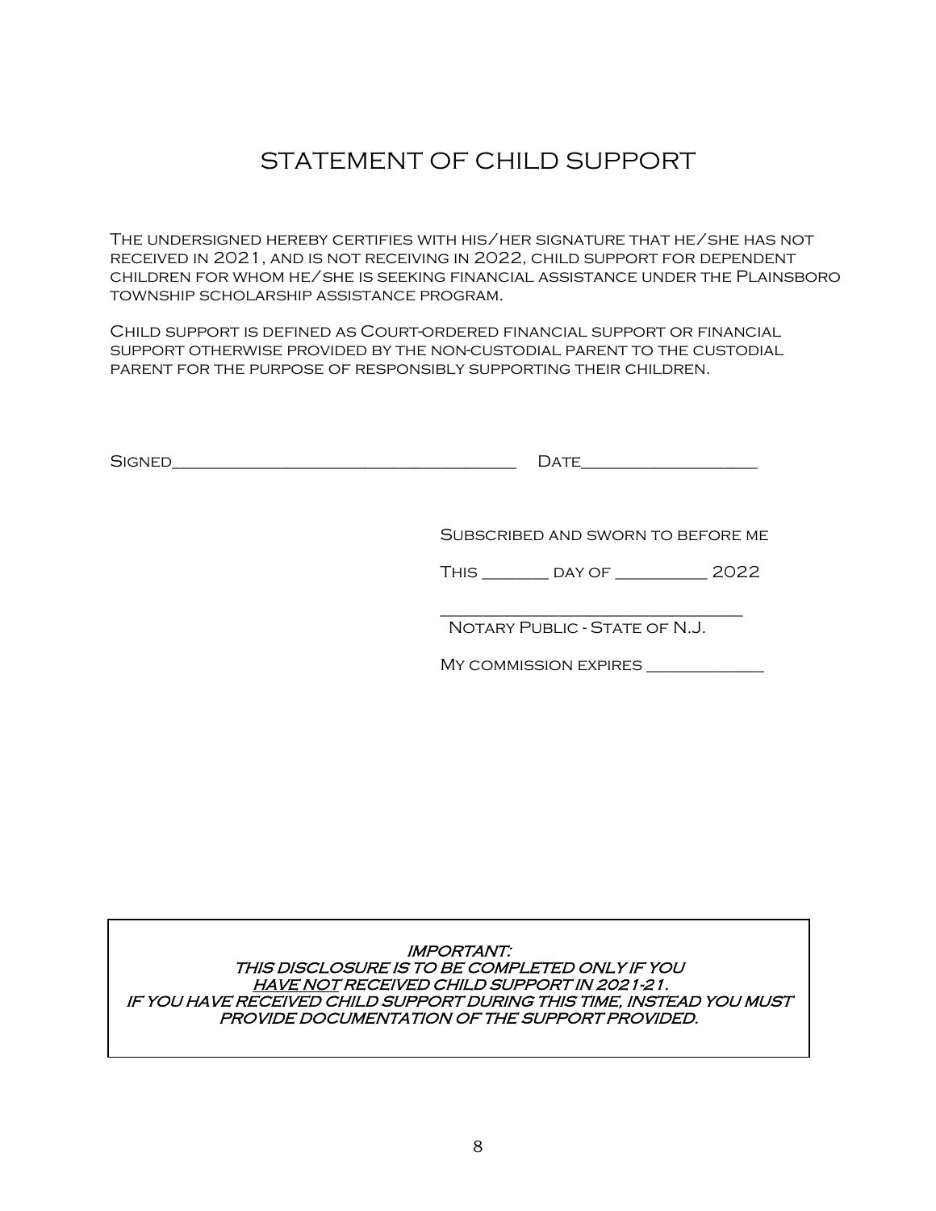# STATEMENT OF CHILD SUPPORT

The undersigned hereby certifies with his/her signature that he/she has not received in 2021, and is not receiving in 2022, child support for dependent children for whom he/she is seeking financial assistance under the Plainsboro township scholarship assistance program.

Child support is defined as Court-ordered financial support or financial support otherwise provided by the non-custodial parent to the custodial parent for the purpose of responsibly supporting their children.

Signed_____________________________________ Date__________________

Subscribed and sworn to before me

This _______ day of __________ 2022

_______________________________
Notary Public - State of N.J.

My commission expires _____________

***IMPORTANT:***
***THIS DISCLOSURE IS TO BE COMPLETED ONLY IF YOU <u>HAVE NOT</u> RECEIVED CHILD SUPPORT IN 2021-21.***
***IF YOU HAVE RECEIVED CHILD SUPPORT DURING THIS TIME, INSTEAD YOU MUST PROVIDE DOCUMENTATION OF THE SUPPORT PROVIDED.***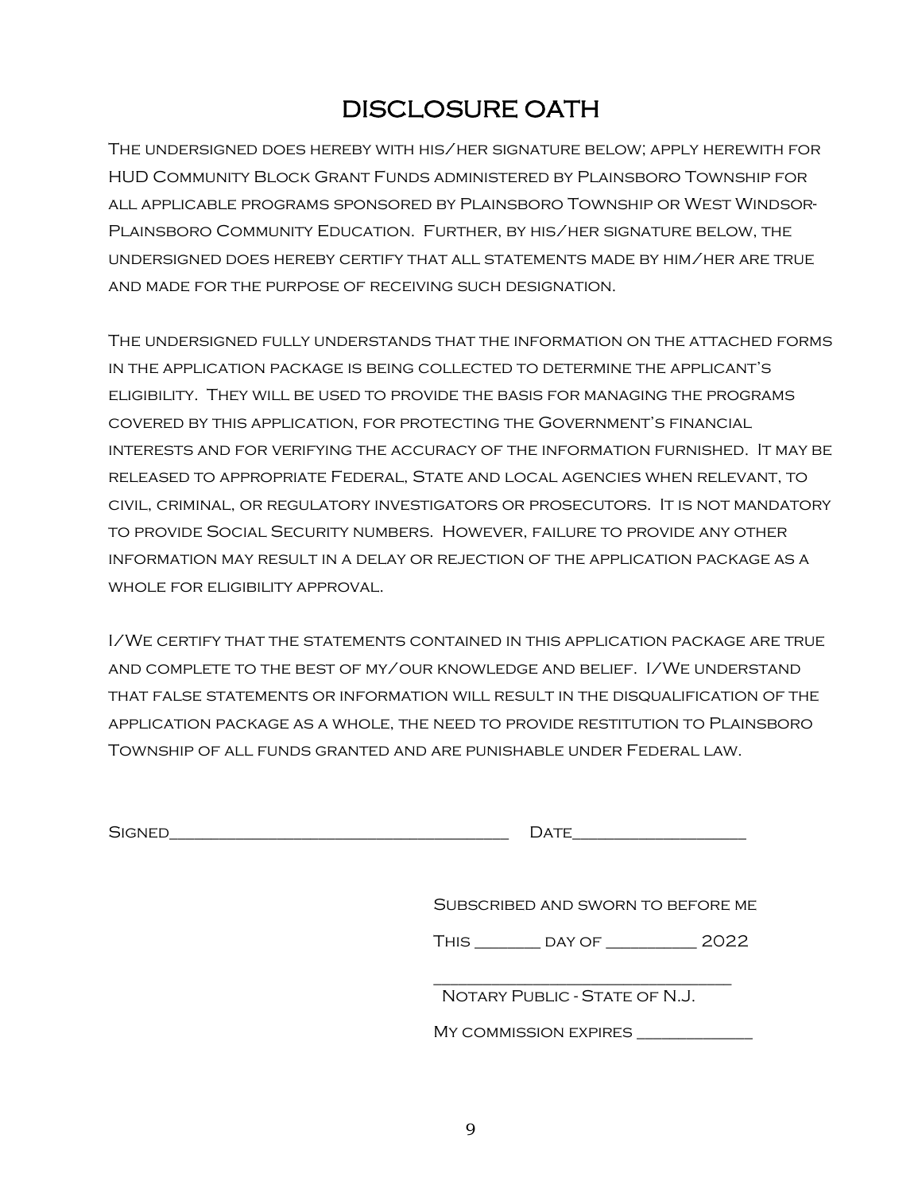# DISCLOSURE OATH

The undersigned does hereby with his/her signature below; apply herewith for HUD Community Block Grant Funds administered by Plainsboro Township for all applicable programs sponsored by Plainsboro Township or West Windsor-Plainsboro Community Education. Further, by his/her signature below, the undersigned does hereby certify that all statements made by him/her are true and made for the purpose of receiving such designation.

The undersigned fully understands that the information on the attached forms in the application package is being collected to determine the applicant's eligibility. They will be used to provide the basis for managing the programs covered by this application, for protecting the Government's financial interests and for verifying the accuracy of the information furnished. It may be released to appropriate Federal, State and local agencies when relevant, to civil, criminal, or regulatory investigators or prosecutors. It is not mandatory to provide Social Security numbers. However, failure to provide any other information may result in a delay or rejection of the application package as a whole for eligibility approval.

I/We certify that the statements contained in this application package are true and complete to the best of my/our knowledge and belief. I/We understand that false statements or information will result in the disqualification of the application package as a whole, the need to provide restitution to Plainsboro Township of all funds granted and are punishable under Federal law.

Signed_______________________________________ Date___________________

Subscribed and sworn to before me

This _______ day of __________ 2022

_________________________________

Notary Public - State of N.J.

My commission expires _____________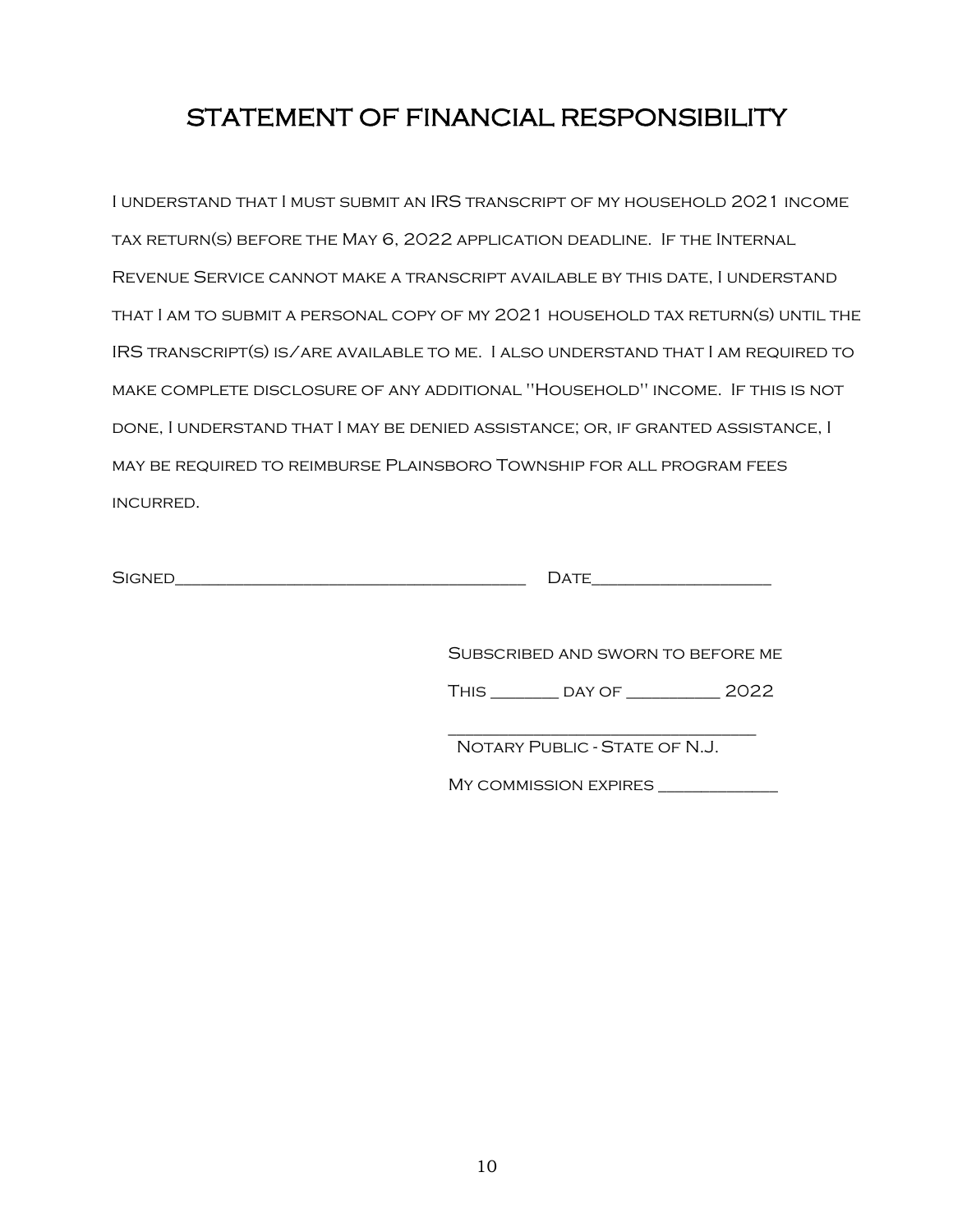# STATEMENT OF FINANCIAL RESPONSIBILITY

I understand that I must submit an IRS transcript of my household 2021 income tax return(s) before the May 6, 2022 application deadline. If the Internal Revenue Service cannot make a transcript available by this date, I understand that I am to submit a personal copy of my 2021 household tax return(s) until the IRS transcript(s) is/are available to me. I also understand that I am required to make complete disclosure of any additional "Household" income. If this is not done, I understand that I may be denied assistance; or, if granted assistance, I may be required to reimburse Plainsboro Township for all program fees incurred.

Signed_______________________________________ Date___________________

Subscribed and sworn to before me

This _______ day of __________ 2022

_________________________________

Notary Public - State of N.J.

My commission expires _____________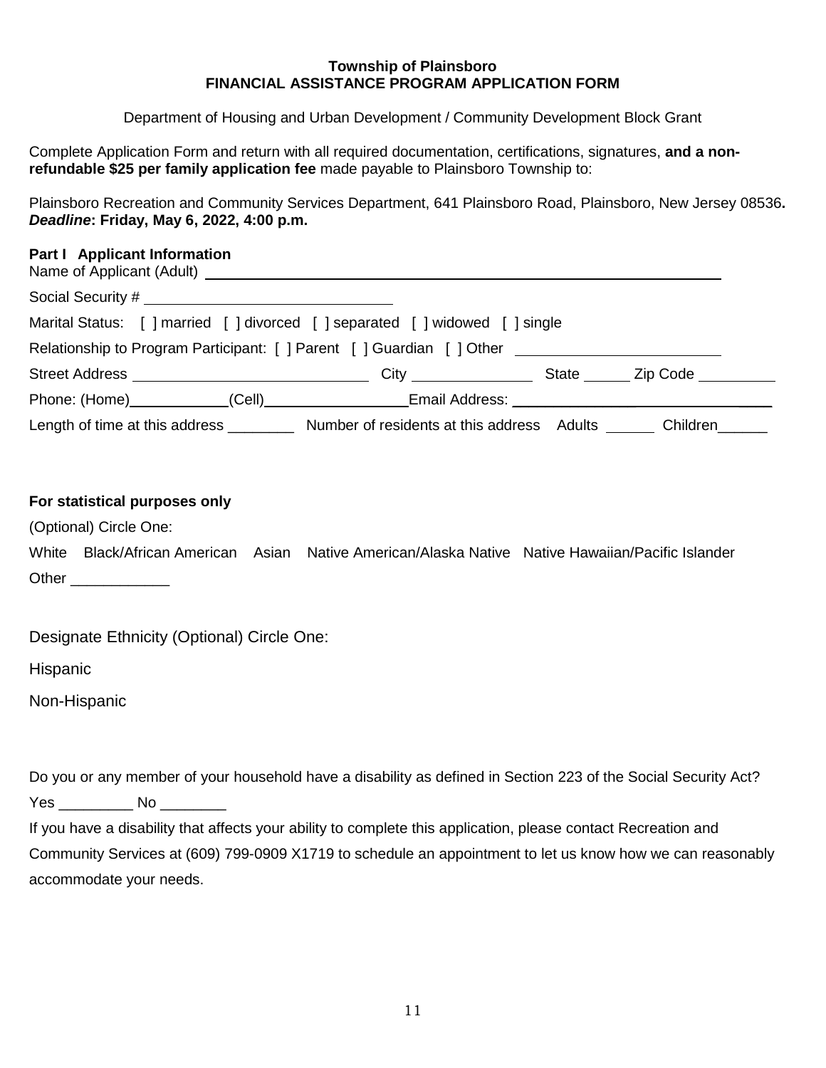**Township of Plainsboro**
**FINANCIAL ASSISTANCE PROGRAM APPLICATION FORM**

Department of Housing and Urban Development / Community Development Block Grant

Complete Application Form and return with all required documentation, certifications, signatures, **and a non-refundable $25 per family application fee** made payable to Plainsboro Township to:

Plainsboro Recreation and Community Services Department, 641 Plainsboro Road, Plainsboro, New Jersey 08536**.**
***Deadline*: Friday, May 6, 2022, 4:00 p.m.**

**Part I Applicant Information**

Name of Applicant (Adult) ______________________________________________

Social Security # ______________________________

Marital Status: [ ] married [ ] divorced [ ] separated [ ] widowed [ ] single

Relationship to Program Participant: [ ] Parent [ ] Guardian [ ] Other ______________________

Street Address ___________________________ City _____________ State _____ Zip Code _________

Phone: (Home)___________(Cell)________________Email Address: ______________________________

Length of time at this address ________ Number of residents at this address Adults ______ Children______

**For statistical purposes only**

(Optional) Circle One:

White Black/African American Asian Native American/Alaska Native Native Hawaiian/Pacific Islander

Other ____________

Designate Ethnicity (Optional) Circle One:

Hispanic

Non-Hispanic

Do you or any member of your household have a disability as defined in Section 223 of the Social Security Act?

Yes _________ No ________

If you have a disability that affects your ability to complete this application, please contact Recreation and Community Services at (609) 799-0909 X1719 to schedule an appointment to let us know how we can reasonably accommodate your needs.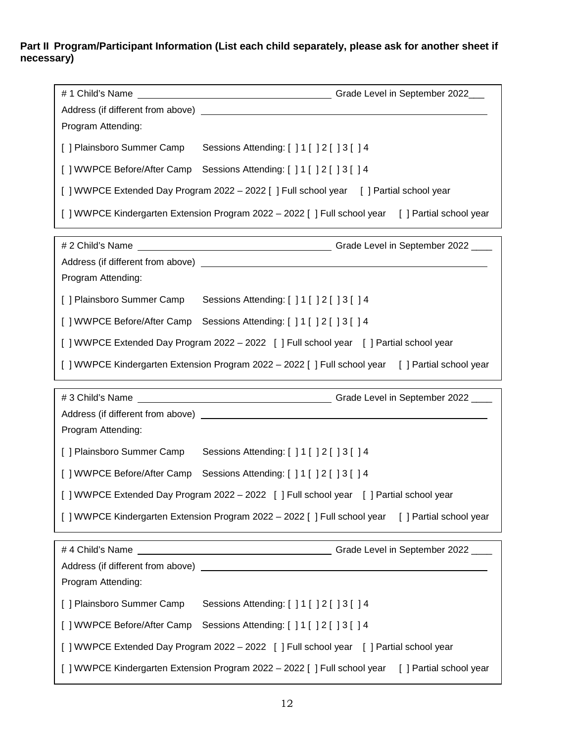**Part II Program/Participant Information (List each child separately, please ask for another sheet if necessary)**

# 1 Child's Name ______________________________ Grade Level in September 2022___

Address (if different from above) ______________________________________________

Program Attending:

[ ] Plainsboro Summer Camp  Sessions Attending: [ ] 1 [ ] 2 [ ] 3 [ ] 4

[ ] WWPCE Before/After Camp  Sessions Attending: [ ] 1 [ ] 2 [ ] 3 [ ] 4

[ ] WWPCE Extended Day Program 2022 – 2022 [ ] Full school year  [ ] Partial school year

[ ] WWPCE Kindergarten Extension Program 2022 – 2022 [ ] Full school year  [ ] Partial school year

---

# 2 Child's Name ______________________________ Grade Level in September 2022 ____

Address (if different from above) ______________________________________________

Program Attending:

[ ] Plainsboro Summer Camp  Sessions Attending: [ ] 1 [ ] 2 [ ] 3 [ ] 4

[ ] WWPCE Before/After Camp  Sessions Attending: [ ] 1 [ ] 2 [ ] 3 [ ] 4

[ ] WWPCE Extended Day Program 2022 – 2022 [ ] Full school year  [ ] Partial school year

[ ] WWPCE Kindergarten Extension Program 2022 – 2022 [ ] Full school year  [ ] Partial school year

---

# 3 Child's Name ______________________________ Grade Level in September 2022 ____

Address (if different from above) ______________________________________________

Program Attending:

[ ] Plainsboro Summer Camp  Sessions Attending: [ ] 1 [ ] 2 [ ] 3 [ ] 4

[ ] WWPCE Before/After Camp  Sessions Attending: [ ] 1 [ ] 2 [ ] 3 [ ] 4

[ ] WWPCE Extended Day Program 2022 – 2022 [ ] Full school year  [ ] Partial school year

[ ] WWPCE Kindergarten Extension Program 2022 – 2022 [ ] Full school year  [ ] Partial school year

---

# 4 Child's Name ______________________________ Grade Level in September 2022 ____

Address (if different from above) ______________________________________________

Program Attending:

[ ] Plainsboro Summer Camp  Sessions Attending: [ ] 1 [ ] 2 [ ] 3 [ ] 4

[ ] WWPCE Before/After Camp  Sessions Attending: [ ] 1 [ ] 2 [ ] 3 [ ] 4

[ ] WWPCE Extended Day Program 2022 – 2022 [ ] Full school year  [ ] Partial school year

[ ] WWPCE Kindergarten Extension Program 2022 – 2022 [ ] Full school year  [ ] Partial school year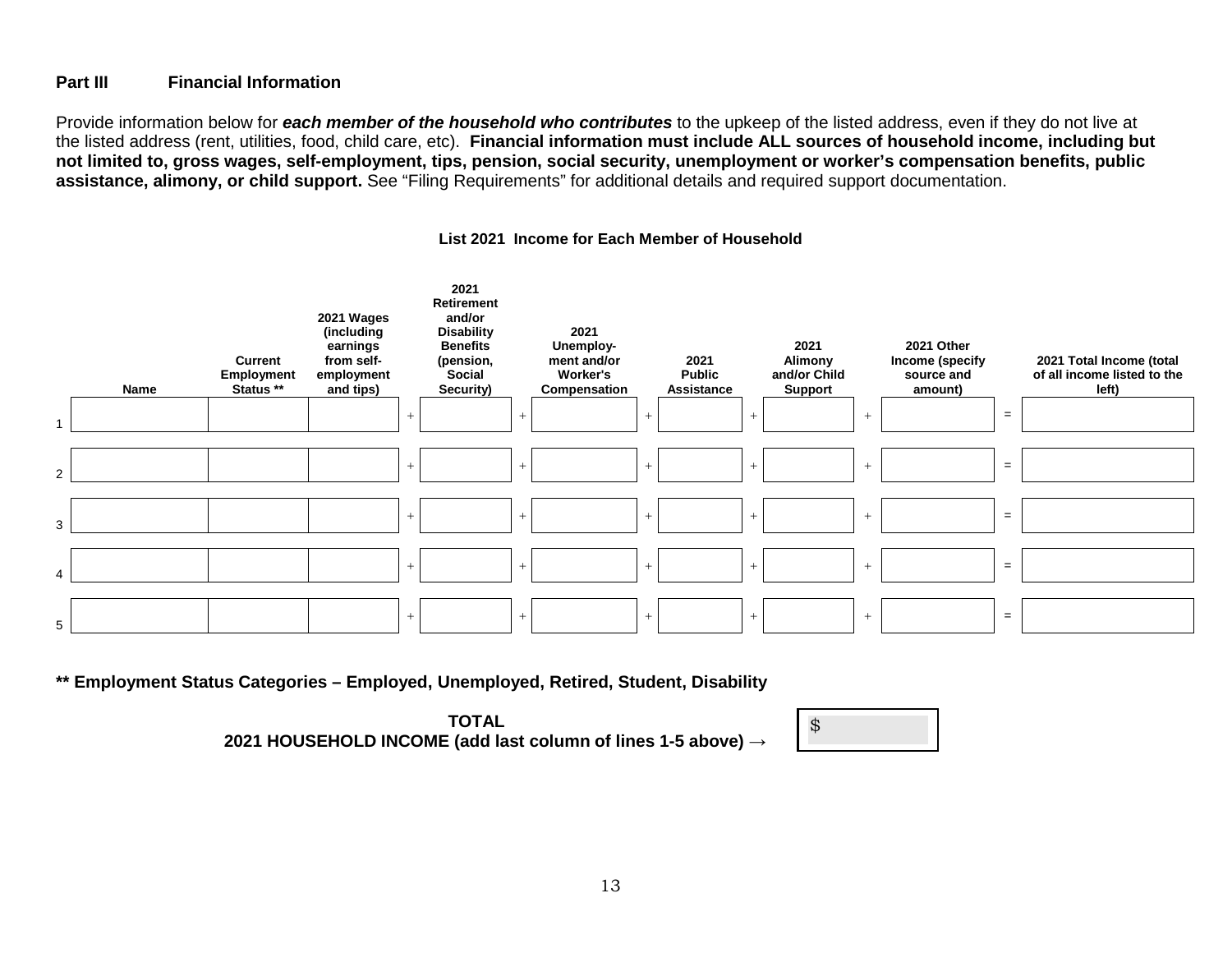**Part III Financial Information**

Provide information below for ***each member of the household who contributes*** to the upkeep of the listed address, even if they do not live at the listed address (rent, utilities, food, child care, etc). **Financial information must include ALL sources of household income, including but not limited to, gross wages, self-employment, tips, pension, social security, unemployment or worker's compensation benefits, public assistance, alimony, or child support.** See "Filing Requirements" for additional details and required support documentation.

**List 2021 Income for Each Member of Household**

| | Name | Current Employment Status ** | 2021 Wages (including earnings from self-employment and tips) | | 2021 Retirement and/or Disability Benefits (pension, Social Security) | | 2021 Unemploy-ment and/or Worker's Compensation | | 2021 Public Assistance | | 2021 Alimony and/or Child Support | | 2021 Other Income (specify source and amount) | | 2021 Total Income (total of all income listed to the left) |
|---|---|---|---|---|---|---|---|---|---|---|---|---|---|---|---|
| 1 | | | | + | | + | | + | | + | | + | | = | |
| 2 | | | | + | | + | | + | | + | | + | | = | |
| 3 | | | | + | | + | | + | | + | | + | | = | |
| 4 | | | | + | | + | | + | | + | | + | | = | |
| 5 | | | | + | | + | | + | | + | | + | | = | |

**** Employment Status Categories – Employed, Unemployed, Retired, Student, Disability**

**TOTAL**
**2021 HOUSEHOLD INCOME (add last column of lines 1-5 above) →** $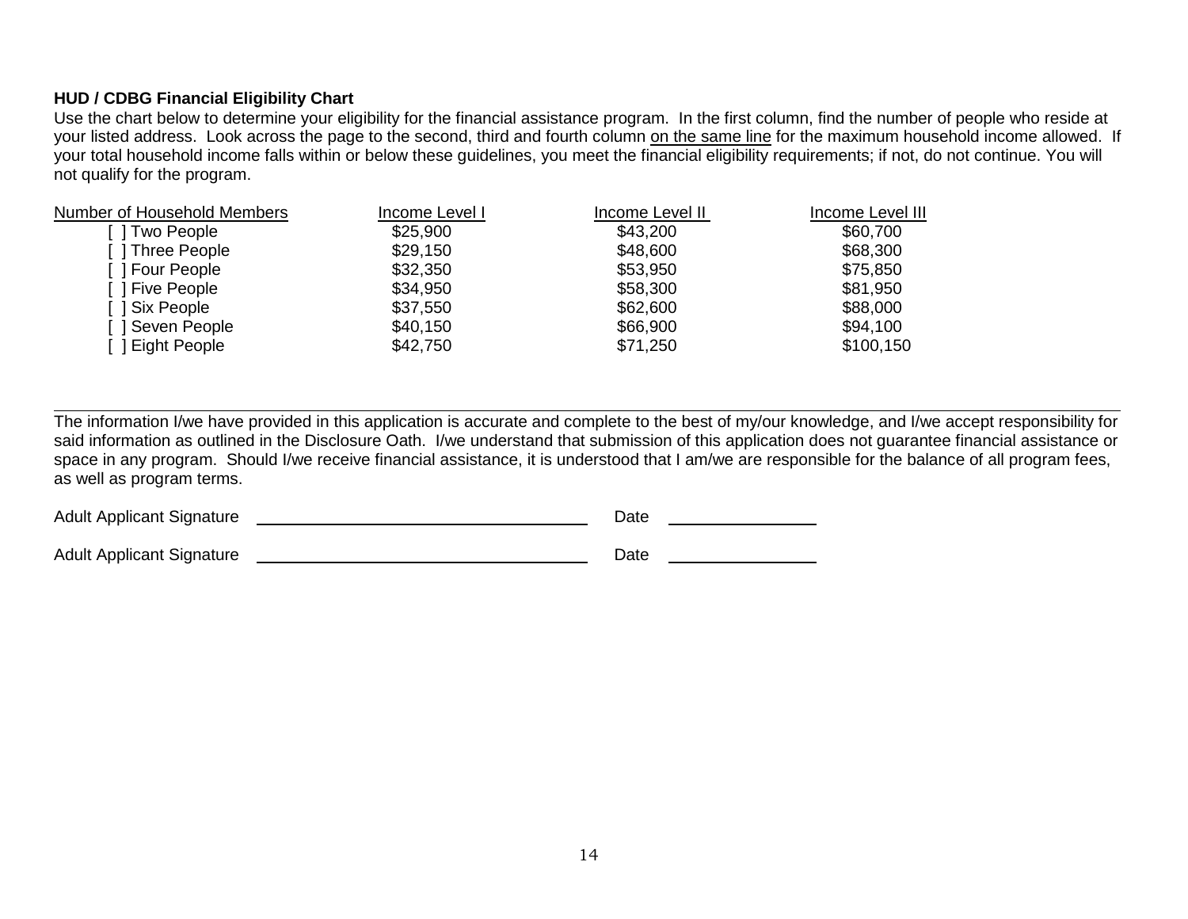**HUD / CDBG Financial Eligibility Chart**

Use the chart below to determine your eligibility for the financial assistance program. In the first column, find the number of people who reside at your listed address. Look across the page to the second, third and fourth column on the same line for the maximum household income allowed. If your total household income falls within or below these guidelines, you meet the financial eligibility requirements; if not, do not continue. You will not qualify for the program.

| Number of Household Members | Income Level I | Income Level II | Income Level III |
|---|---|---|---|
| [ ] Two People | $25,900 | $43,200 | $60,700 |
| [ ] Three People | $29,150 | $48,600 | $68,300 |
| [ ] Four People | $32,350 | $53,950 | $75,850 |
| [ ] Five People | $34,950 | $58,300 | $81,950 |
| [ ] Six People | $37,550 | $62,600 | $88,000 |
| [ ] Seven People | $40,150 | $66,900 | $94,100 |
| [ ] Eight People | $42,750 | $71,250 | $100,150 |

---

The information I/we have provided in this application is accurate and complete to the best of my/our knowledge, and I/we accept responsibility for said information as outlined in the Disclosure Oath. I/we understand that submission of this application does not guarantee financial assistance or space in any program. Should I/we receive financial assistance, it is understood that I am/we are responsible for the balance of all program fees, as well as program terms.

Adult Applicant Signature ______________________________ Date ______________

Adult Applicant Signature ______________________________ Date ______________